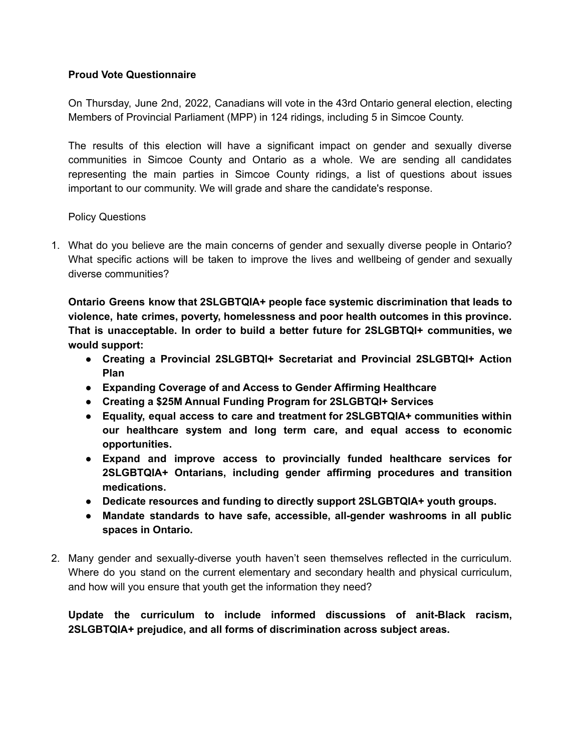**Proud Vote Questionnaire**

On Thursday, June 2nd, 2022, Canadians will vote in the 43rd Ontario general election, electing Members of Provincial Parliament (MPP) in 124 ridings, including 5 in Simcoe County.

The results of this election will have a significant impact on gender and sexually diverse communities in Simcoe County and Ontario as a whole. We are sending all candidates representing the main parties in Simcoe County ridings, a list of questions about issues important to our community. We will grade and share the candidate's response.

Policy Questions

1. What do you believe are the main concerns of gender and sexually diverse people in Ontario? What specific actions will be taken to improve the lives and wellbeing of gender and sexually diverse communities?

   **Ontario Greens know that 2SLGBTQIA+ people face systemic discrimination that leads to violence, hate crimes, poverty, homelessness and poor health outcomes in this province. That is unacceptable. In order to build a better future for 2SLGBTQI+ communities, we would support:**

   - **Creating a Provincial 2SLGBTQI+ Secretariat and Provincial 2SLGBTQI+ Action Plan**
   - **Expanding Coverage of and Access to Gender Affirming Healthcare**
   - **Creating a $25M Annual Funding Program for 2SLGBTQI+ Services**
   - **Equality, equal access to care and treatment for 2SLGBTQIA+ communities within our healthcare system and long term care, and equal access to economic opportunities.**
   - **Expand and improve access to provincially funded healthcare services for 2SLGBTQIA+ Ontarians, including gender affirming procedures and transition medications.**
   - **Dedicate resources and funding to directly support 2SLGBTQIA+ youth groups.**
   - **Mandate standards to have safe, accessible, all-gender washrooms in all public spaces in Ontario.**

2. Many gender and sexually-diverse youth haven't seen themselves reflected in the curriculum. Where do you stand on the current elementary and secondary health and physical curriculum, and how will you ensure that youth get the information they need?

   **Update the curriculum to include informed discussions of anit-Black racism, 2SLGBTQIA+ prejudice, and all forms of discrimination across subject areas.**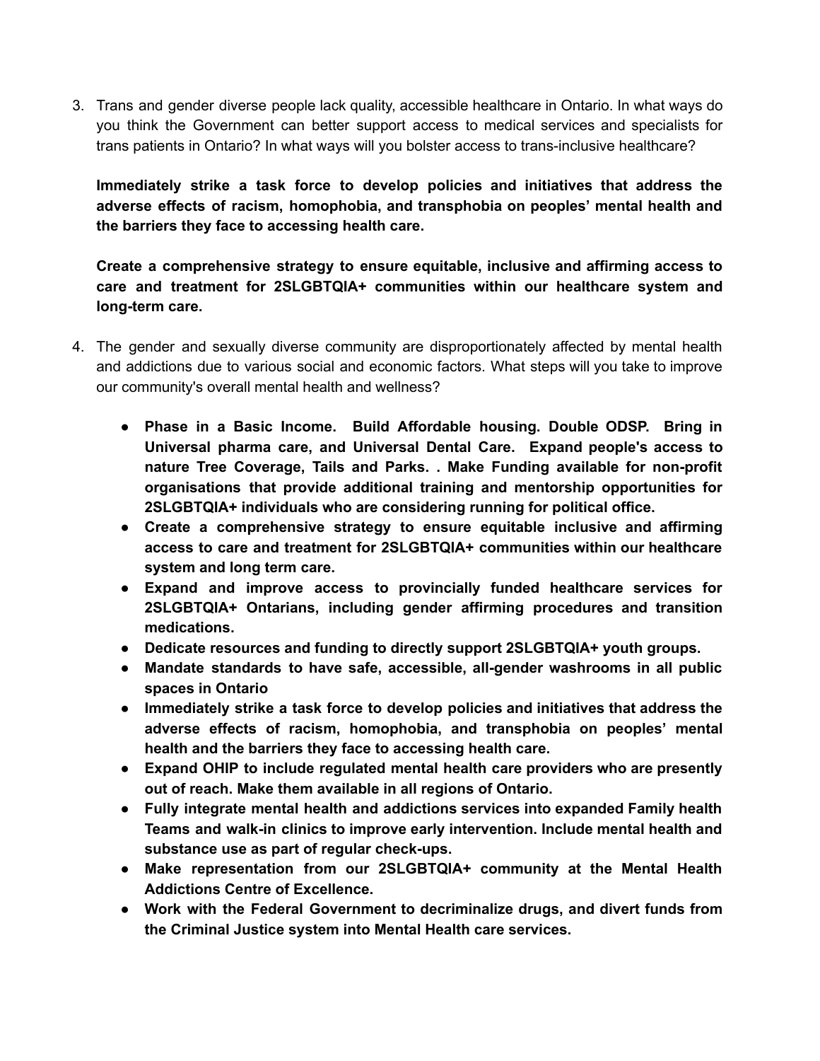3. Trans and gender diverse people lack quality, accessible healthcare in Ontario. In what ways do you think the Government can better support access to medical services and specialists for trans patients in Ontario? In what ways will you bolster access to trans-inclusive healthcare?

   **Immediately strike a task force to develop policies and initiatives that address the adverse effects of racism, homophobia, and transphobia on peoples' mental health and the barriers they face to accessing health care.**

   **Create a comprehensive strategy to ensure equitable, inclusive and affirming access to care and treatment for 2SLGBTQIA+ communities within our healthcare system and long-term care.**

4. The gender and sexually diverse community are disproportionately affected by mental health and addictions due to various social and economic factors. What steps will you take to improve our community's overall mental health and wellness?

   - **Phase in a Basic Income. Build Affordable housing. Double ODSP. Bring in Universal pharma care, and Universal Dental Care. Expand people's access to nature Tree Coverage, Tails and Parks. . Make Funding available for non-profit organisations that provide additional training and mentorship opportunities for 2SLGBTQIA+ individuals who are considering running for political office.**
   - **Create a comprehensive strategy to ensure equitable inclusive and affirming access to care and treatment for 2SLGBTQIA+ communities within our healthcare system and long term care.**
   - **Expand and improve access to provincially funded healthcare services for 2SLGBTQIA+ Ontarians, including gender affirming procedures and transition medications.**
   - **Dedicate resources and funding to directly support 2SLGBTQIA+ youth groups.**
   - **Mandate standards to have safe, accessible, all-gender washrooms in all public spaces in Ontario**
   - **Immediately strike a task force to develop policies and initiatives that address the adverse effects of racism, homophobia, and transphobia on peoples' mental health and the barriers they face to accessing health care.**
   - **Expand OHIP to include regulated mental health care providers who are presently out of reach. Make them available in all regions of Ontario.**
   - **Fully integrate mental health and addictions services into expanded Family health Teams and walk-in clinics to improve early intervention. Include mental health and substance use as part of regular check-ups.**
   - **Make representation from our 2SLGBTQIA+ community at the Mental Health Addictions Centre of Excellence.**
   - **Work with the Federal Government to decriminalize drugs, and divert funds from the Criminal Justice system into Mental Health care services.**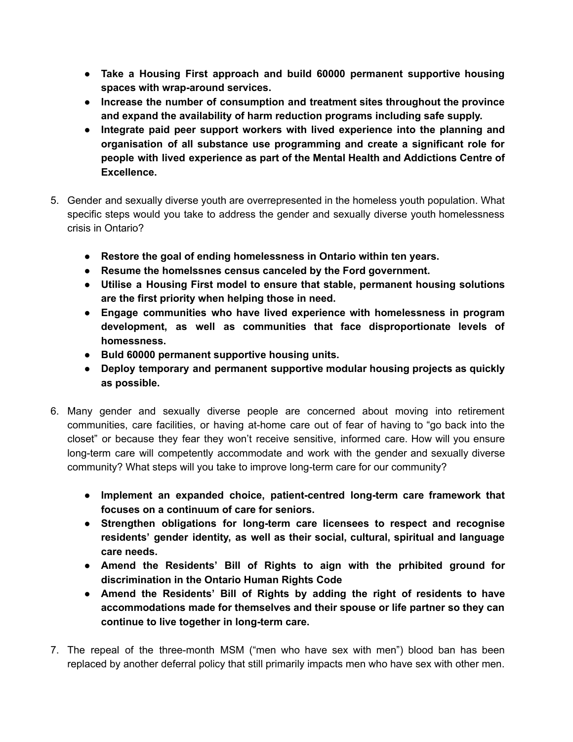- **Take a Housing First approach and build 60000 permanent supportive housing spaces with wrap-around services.**
- **Increase the number of consumption and treatment sites throughout the province and expand the availability of harm reduction programs including safe supply.**
- **Integrate paid peer support workers with lived experience into the planning and organisation of all substance use programming and create a significant role for people with lived experience as part of the Mental Health and Addictions Centre of Excellence.**

5. Gender and sexually diverse youth are overrepresented in the homeless youth population. What specific steps would you take to address the gender and sexually diverse youth homelessness crisis in Ontario?

   - **Restore the goal of ending homelessness in Ontario within ten years.**
   - **Resume the homelssnes census canceled by the Ford government.**
   - **Utilise a Housing First model to ensure that stable, permanent housing solutions are the first priority when helping those in need.**
   - **Engage communities who have lived experience with homelessness in program development, as well as communities that face disproportionate levels of homessness.**
   - **Buld 60000 permanent supportive housing units.**
   - **Deploy temporary and permanent supportive modular housing projects as quickly as possible.**

6. Many gender and sexually diverse people are concerned about moving into retirement communities, care facilities, or having at-home care out of fear of having to "go back into the closet" or because they fear they won't receive sensitive, informed care. How will you ensure long-term care will competently accommodate and work with the gender and sexually diverse community? What steps will you take to improve long-term care for our community?

   - **Implement an expanded choice, patient-centred long-term care framework that focuses on a continuum of care for seniors.**
   - **Strengthen obligations for long-term care licensees to respect and recognise residents' gender identity, as well as their social, cultural, spiritual and language care needs.**
   - **Amend the Residents' Bill of Rights to aign with the prhibited ground for discrimination in the Ontario Human Rights Code**
   - **Amend the Residents' Bill of Rights by adding the right of residents to have accommodations made for themselves and their spouse or life partner so they can continue to live together in long-term care.**

7. The repeal of the three-month MSM ("men who have sex with men") blood ban has been replaced by another deferral policy that still primarily impacts men who have sex with other men.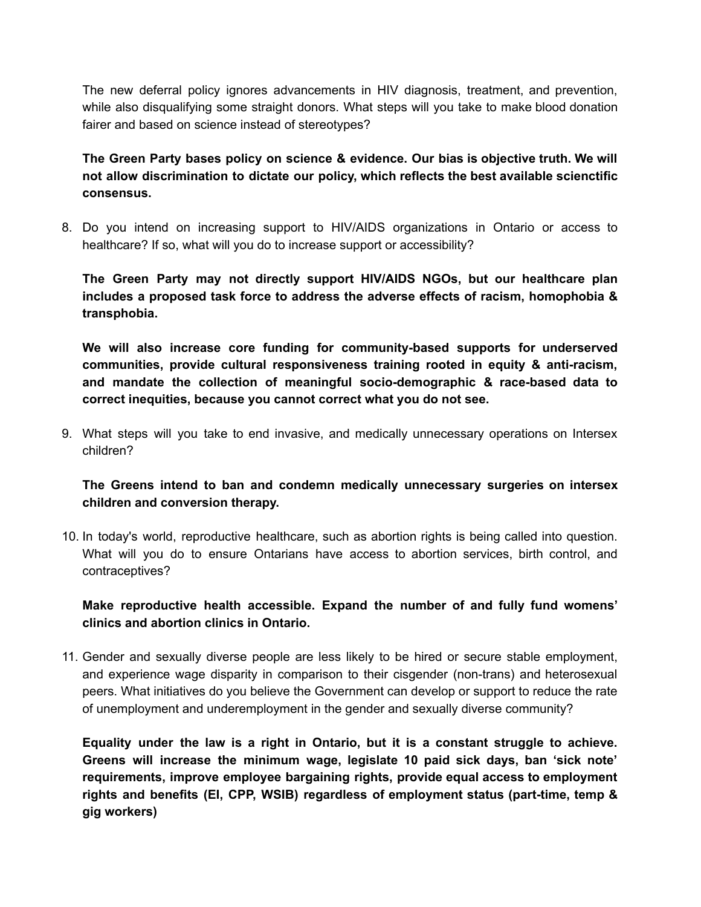The new deferral policy ignores advancements in HIV diagnosis, treatment, and prevention, while also disqualifying some straight donors. What steps will you take to make blood donation fairer and based on science instead of stereotypes?

**The Green Party bases policy on science & evidence. Our bias is objective truth. We will not allow discrimination to dictate our policy, which reflects the best available sciencntific consensus.**

8. Do you intend on increasing support to HIV/AIDS organizations in Ontario or access to healthcare? If so, what will you do to increase support or accessibility?

   **The Green Party may not directly support HIV/AIDS NGOs, but our healthcare plan includes a proposed task force to address the adverse effects of racism, homophobia & transphobia.**

   **We will also increase core funding for community-based supports for underserved communities, provide cultural responsiveness training rooted in equity & anti-racism, and mandate the collection of meaningful socio-demographic & race-based data to correct inequities, because you cannot correct what you do not see.**

9. What steps will you take to end invasive, and medically unnecessary operations on Intersex children?

   **The Greens intend to ban and condemn medically unnecessary surgeries on intersex children and conversion therapy.**

10. In today's world, reproductive healthcare, such as abortion rights is being called into question. What will you do to ensure Ontarians have access to abortion services, birth control, and contraceptives?

    **Make reproductive health accessible. Expand the number of and fully fund womens' clinics and abortion clinics in Ontario.**

11. Gender and sexually diverse people are less likely to be hired or secure stable employment, and experience wage disparity in comparison to their cisgender (non-trans) and heterosexual peers. What initiatives do you believe the Government can develop or support to reduce the rate of unemployment and underemployment in the gender and sexually diverse community?

    **Equality under the law is a right in Ontario, but it is a constant struggle to achieve. Greens will increase the minimum wage, legislate 10 paid sick days, ban 'sick note' requirements, improve employee bargaining rights, provide equal access to employment rights and benefits (EI, CPP, WSIB) regardless of employment status (part-time, temp & gig workers)**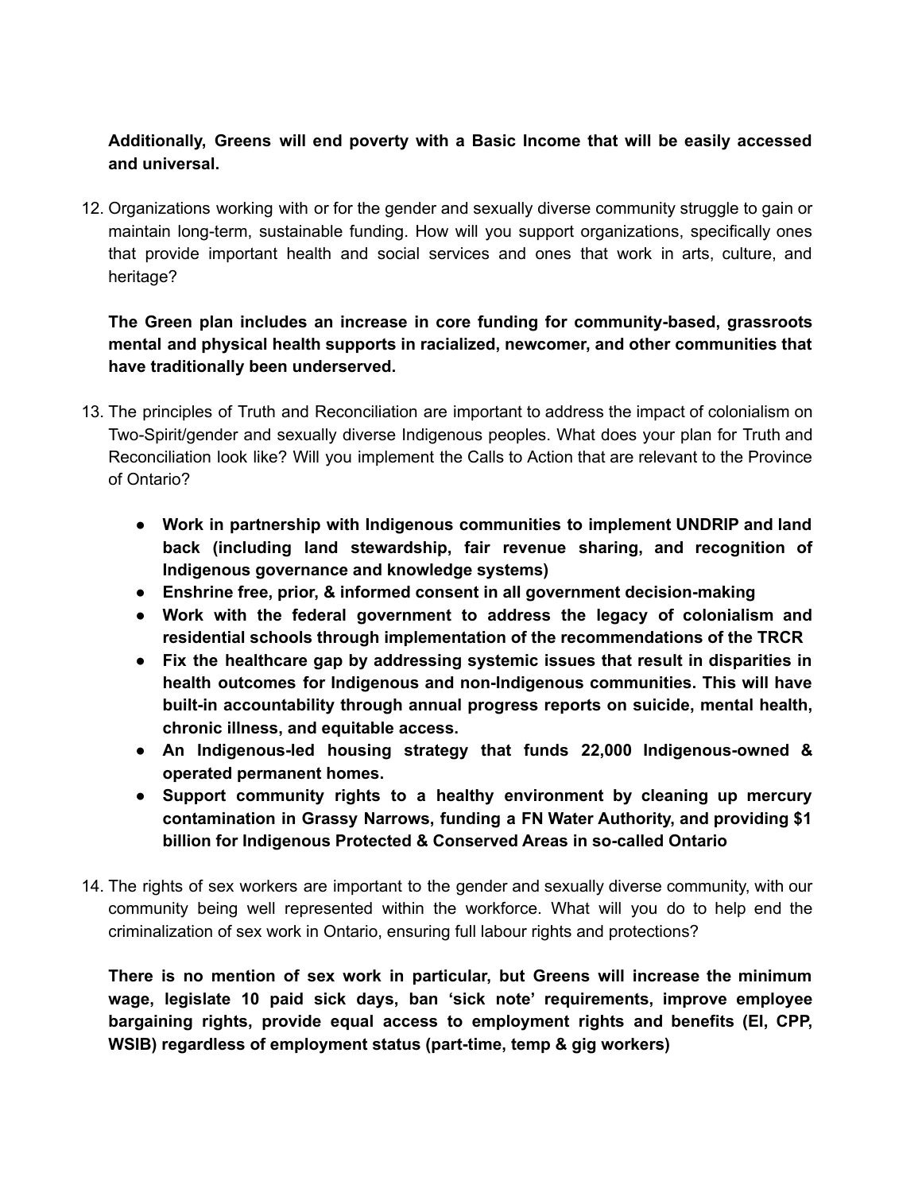**Additionally, Greens will end poverty with a Basic Income that will be easily accessed and universal.**

12. Organizations working with or for the gender and sexually diverse community struggle to gain or maintain long-term, sustainable funding. How will you support organizations, specifically ones that provide important health and social services and ones that work in arts, culture, and heritage?

    **The Green plan includes an increase in core funding for community-based, grassroots mental and physical health supports in racialized, newcomer, and other communities that have traditionally been underserved.**

13. The principles of Truth and Reconciliation are important to address the impact of colonialism on Two-Spirit/gender and sexually diverse Indigenous peoples. What does your plan for Truth and Reconciliation look like? Will you implement the Calls to Action that are relevant to the Province of Ontario?

    - **Work in partnership with Indigenous communities to implement UNDRIP and land back (including land stewardship, fair revenue sharing, and recognition of Indigenous governance and knowledge systems)**
    - **Enshrine free, prior, & informed consent in all government decision-making**
    - **Work with the federal government to address the legacy of colonialism and residential schools through implementation of the recommendations of the TRCR**
    - **Fix the healthcare gap by addressing systemic issues that result in disparities in health outcomes for Indigenous and non-Indigenous communities. This will have built-in accountability through annual progress reports on suicide, mental health, chronic illness, and equitable access.**
    - **An Indigenous-led housing strategy that funds 22,000 Indigenous-owned & operated permanent homes.**
    - **Support community rights to a healthy environment by cleaning up mercury contamination in Grassy Narrows, funding a FN Water Authority, and providing $1 billion for Indigenous Protected & Conserved Areas in so-called Ontario**

14. The rights of sex workers are important to the gender and sexually diverse community, with our community being well represented within the workforce. What will you do to help end the criminalization of sex work in Ontario, ensuring full labour rights and protections?

    **There is no mention of sex work in particular, but Greens will increase the minimum wage, legislate 10 paid sick days, ban 'sick note' requirements, improve employee bargaining rights, provide equal access to employment rights and benefits (EI, CPP, WSIB) regardless of employment status (part-time, temp & gig workers)**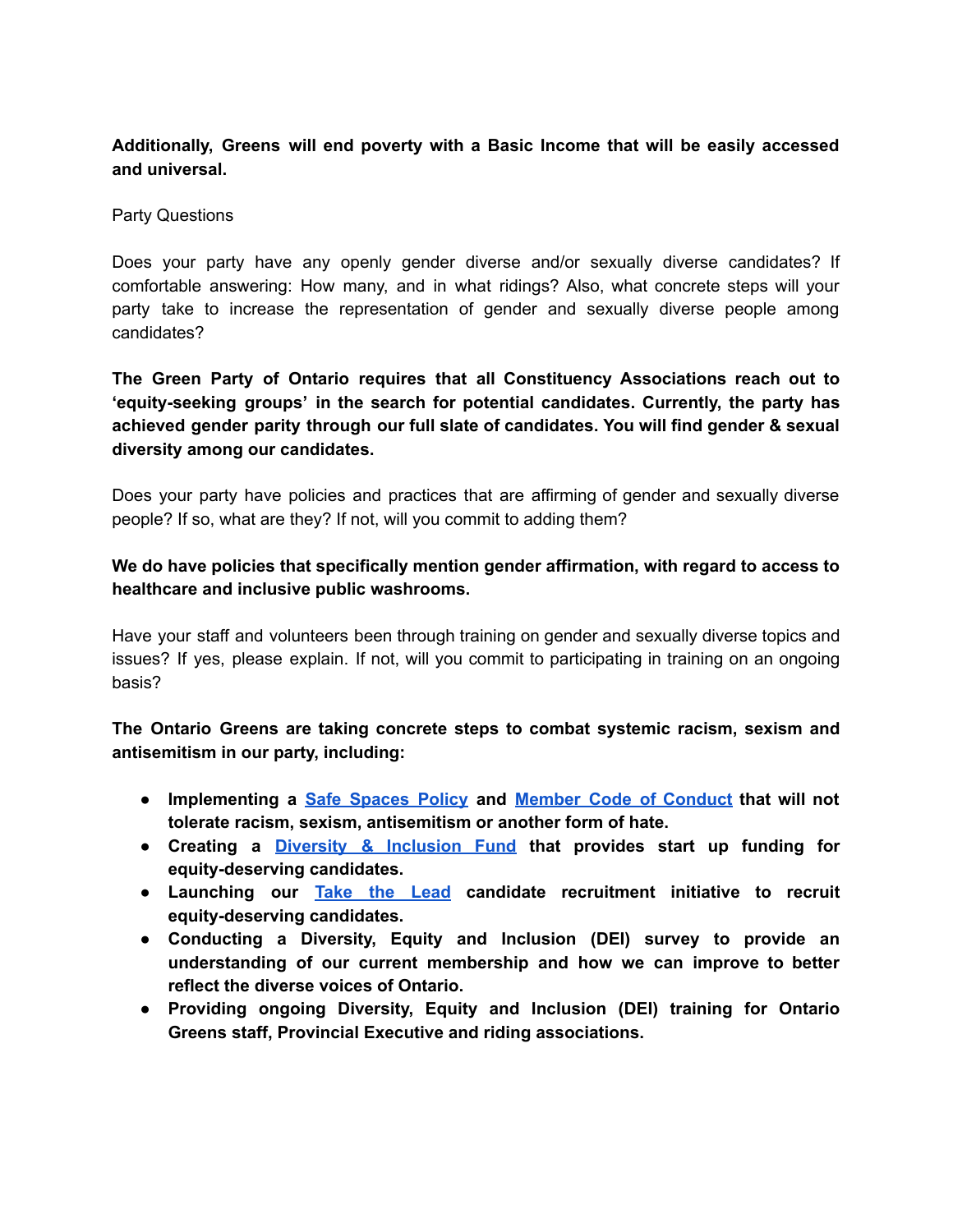**Additionally, Greens will end poverty with a Basic Income that will be easily accessed and universal.**

Party Questions

Does your party have any openly gender diverse and/or sexually diverse candidates? If comfortable answering: How many, and in what ridings? Also, what concrete steps will your party take to increase the representation of gender and sexually diverse people among candidates?

**The Green Party of Ontario requires that all Constituency Associations reach out to 'equity-seeking groups' in the search for potential candidates. Currently, the party has achieved gender parity through our full slate of candidates. You will find gender & sexual diversity among our candidates.**

Does your party have policies and practices that are affirming of gender and sexually diverse people? If so, what are they? If not, will you commit to adding them?

**We do have policies that specifically mention gender affirmation, with regard to access to healthcare and inclusive public washrooms.**

Have your staff and volunteers been through training on gender and sexually diverse topics and issues? If yes, please explain. If not, will you commit to participating in training on an ongoing basis?

**The Ontario Greens are taking concrete steps to combat systemic racism, sexism and antisemitism in our party, including:**

- **Implementing a Safe Spaces Policy and Member Code of Conduct that will not tolerate racism, sexism, antisemitism or another form of hate.**
- **Creating a Diversity & Inclusion Fund that provides start up funding for equity-deserving candidates.**
- **Launching our Take the Lead candidate recruitment initiative to recruit equity-deserving candidates.**
- **Conducting a Diversity, Equity and Inclusion (DEI) survey to provide an understanding of our current membership and how we can improve to better reflect the diverse voices of Ontario.**
- **Providing ongoing Diversity, Equity and Inclusion (DEI) training for Ontario Greens staff, Provincial Executive and riding associations.**